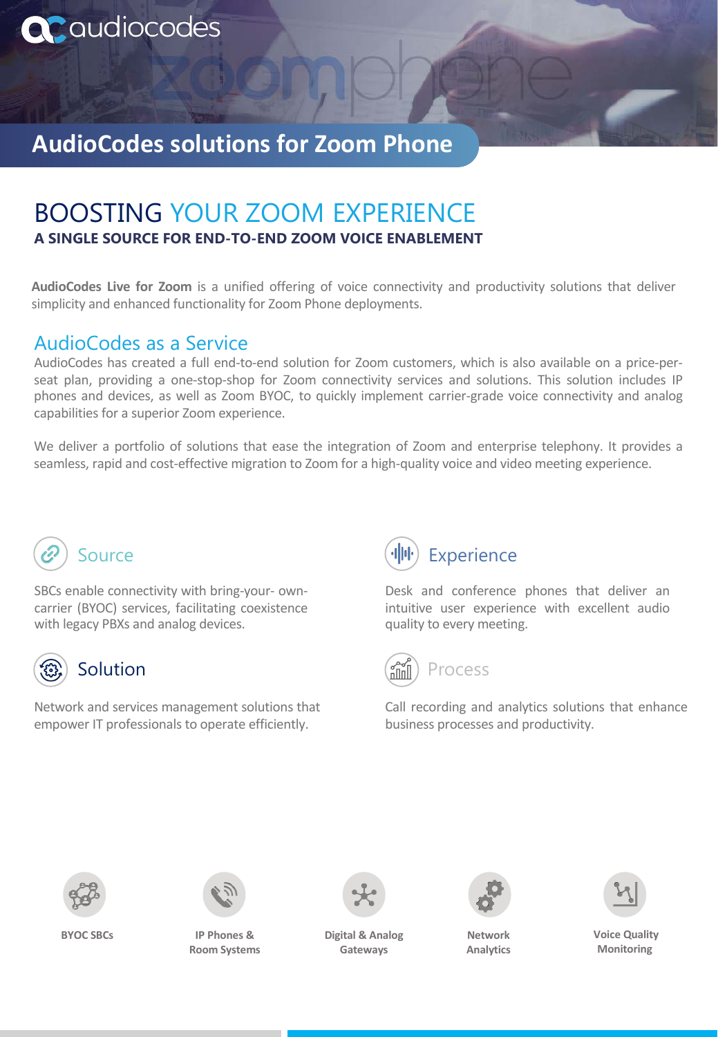# AudioCodes solutions for Zoom Phone

## BOOSTING YOUR ZOOM EXPERIENCE

**A SINGLE SOURCE FOR END-TO-END ZOOM VOICE ENABLEMENT**

**AudioCodes Live for Zoom** is a unified offering of voice connectivity and productivity solutions that deliver simplicity and enhanced functionality for Zoom Phone deployments.

## AudioCodes as a Service

AudioCodes has created a full end-to-end solution for Zoom customers, which is also available on a price-per-seat plan, providing a one-stop-shop for Zoom connectivity services and solutions. This solution includes IP phones and devices, as well as Zoom BYOC, to quickly implement carrier-grade voice connectivity and analog capabilities for a superior Zoom experience.

We deliver a portfolio of solutions that ease the integration of Zoom and enterprise telephony. It provides a seamless, rapid and cost-effective migration to Zoom for a high-quality voice and video meeting experience.

### Source

SBCs enable connectivity with bring-your- own-carrier (BYOC) services, facilitating coexistence with legacy PBXs and analog devices.

### Experience

Desk and conference phones that deliver an intuitive user experience with excellent audio quality to every meeting.

### Solution

Network and services management solutions that empower IT professionals to operate efficiently.

### Process

Call recording and analytics solutions that enhance business processes and productivity.

- BYOC SBCs
- IP Phones & Room Systems
- Digital & Analog Gateways
- Network Analytics
- Voice Quality Monitoring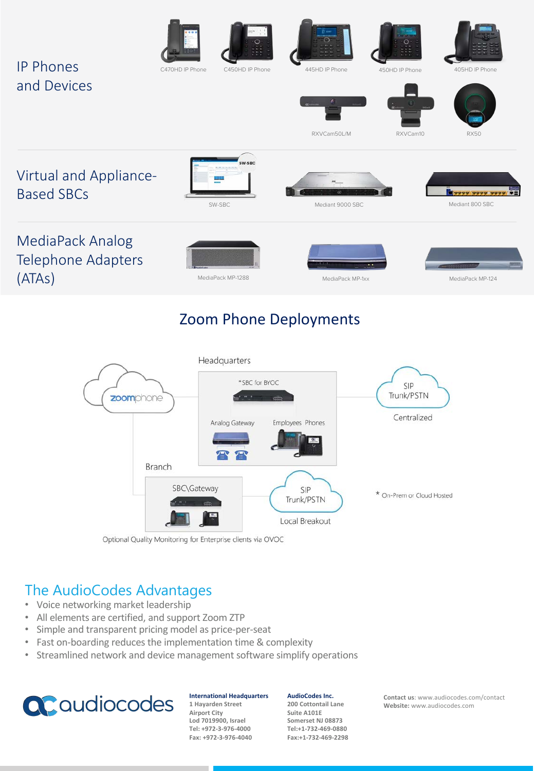## IP Phones and Devices

C470HD IP Phone

C450HD IP Phone

445HD IP Phone

450HD IP Phone

405HD IP Phone

RXVCam50L/M

RXVCam10

RX50

## Virtual and Appliance-Based SBCs

SW-SBC

Mediant 9000 SBC

Mediant 800 SBC

## MediaPack Analog Telephone Adapters (ATAs)

MediaPack MP-1288

MediaPack MP-1xx

MediaPack MP-124

## Zoom Phone Deployments

zoomphone

Headquarters

*SBC for BYOC

Analog Gateway

Employees Phones

SIP Trunk/PSTN

Centralized

Branch

SBC\Gateway

SIP Trunk/PSTN

Local Breakout

* On-Prem or Cloud Hosted

Optional Quality Monitoring for Enterprise clients via OVOC

## The AudioCodes Advantages

- Voice networking market leadership
- All elements are certified, and support Zoom ZTP
- Simple and transparent pricing model as price-per-seat
- Fast on-boarding reduces the implementation time & complexity
- Streamlined network and device management software simplify operations

audiocodes

**International Headquarters**
1 Hayarden Street
Airport City
Lod 7019900, Israel
Tel: +972-3-976-4000
Fax: +972-3-976-4040

**AudioCodes Inc.**
200 Cottontail Lane
Suite A101E
Somerset NJ 08873
Tel:+1-732-469-0880
Fax:+1-732-469-2298

**Contact us**: www.audiocodes.com/contact
**Website:** www.audiocodes.com